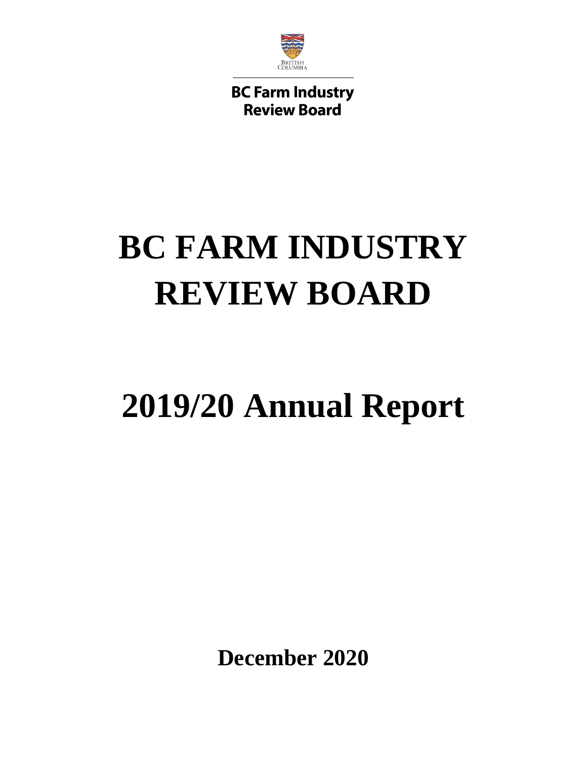British Columbia

**BC Farm Industry Review Board**

# BC FARM INDUSTRY REVIEW BOARD

# 2019/20 Annual Report

**December 2020**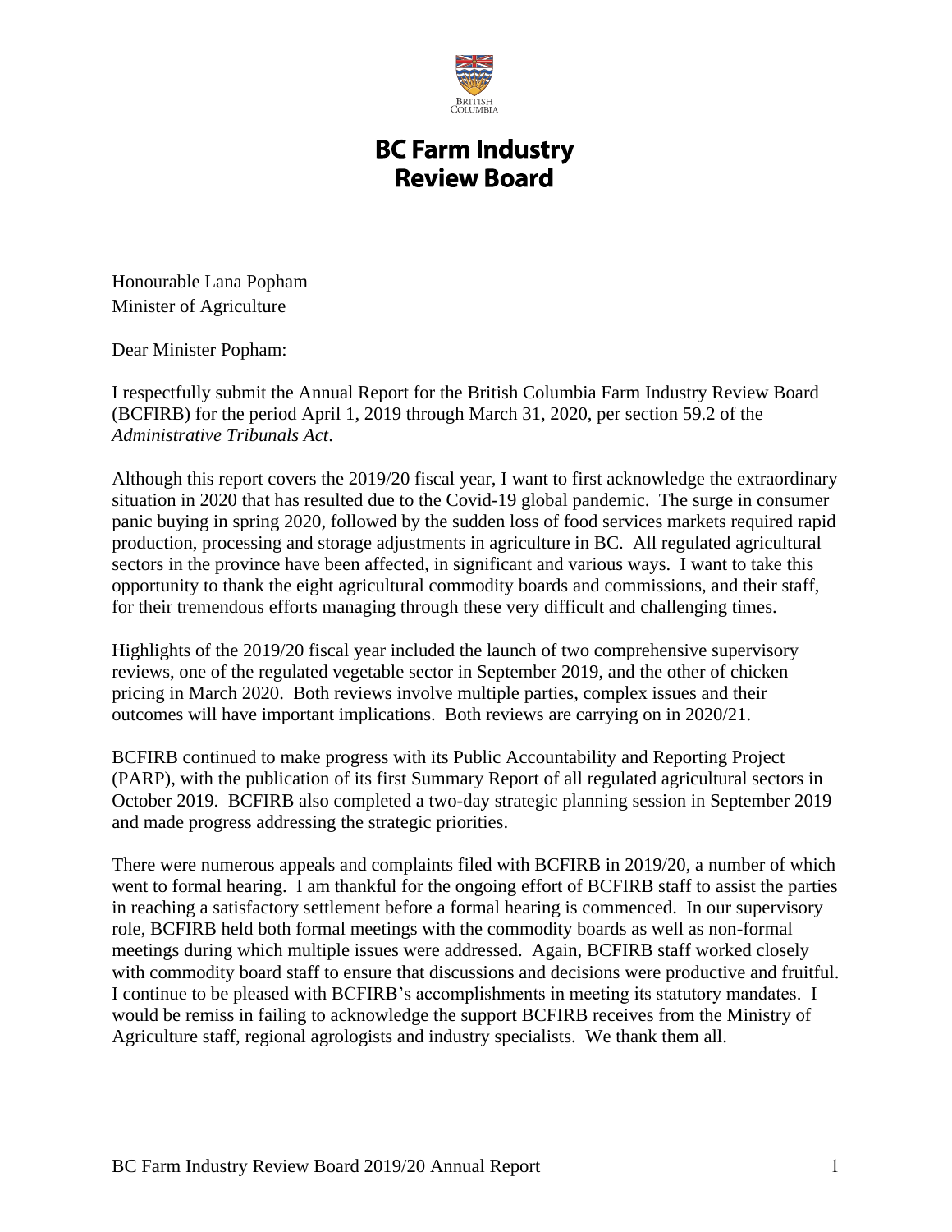# BC Farm Industry Review Board

Honourable Lana Popham
Minister of Agriculture

Dear Minister Popham:

I respectfully submit the Annual Report for the British Columbia Farm Industry Review Board (BCFIRB) for the period April 1, 2019 through March 31, 2020, per section 59.2 of the *Administrative Tribunals Act*.

Although this report covers the 2019/20 fiscal year, I want to first acknowledge the extraordinary situation in 2020 that has resulted due to the Covid-19 global pandemic. The surge in consumer panic buying in spring 2020, followed by the sudden loss of food services markets required rapid production, processing and storage adjustments in agriculture in BC. All regulated agricultural sectors in the province have been affected, in significant and various ways. I want to take this opportunity to thank the eight agricultural commodity boards and commissions, and their staff, for their tremendous efforts managing through these very difficult and challenging times.

Highlights of the 2019/20 fiscal year included the launch of two comprehensive supervisory reviews, one of the regulated vegetable sector in September 2019, and the other of chicken pricing in March 2020. Both reviews involve multiple parties, complex issues and their outcomes will have important implications. Both reviews are carrying on in 2020/21.

BCFIRB continued to make progress with its Public Accountability and Reporting Project (PARP), with the publication of its first Summary Report of all regulated agricultural sectors in October 2019. BCFIRB also completed a two-day strategic planning session in September 2019 and made progress addressing the strategic priorities.

There were numerous appeals and complaints filed with BCFIRB in 2019/20, a number of which went to formal hearing. I am thankful for the ongoing effort of BCFIRB staff to assist the parties in reaching a satisfactory settlement before a formal hearing is commenced. In our supervisory role, BCFIRB held both formal meetings with the commodity boards as well as non-formal meetings during which multiple issues were addressed. Again, BCFIRB staff worked closely with commodity board staff to ensure that discussions and decisions were productive and fruitful. I continue to be pleased with BCFIRB's accomplishments in meeting its statutory mandates. I would be remiss in failing to acknowledge the support BCFIRB receives from the Ministry of Agriculture staff, regional agrologists and industry specialists. We thank them all.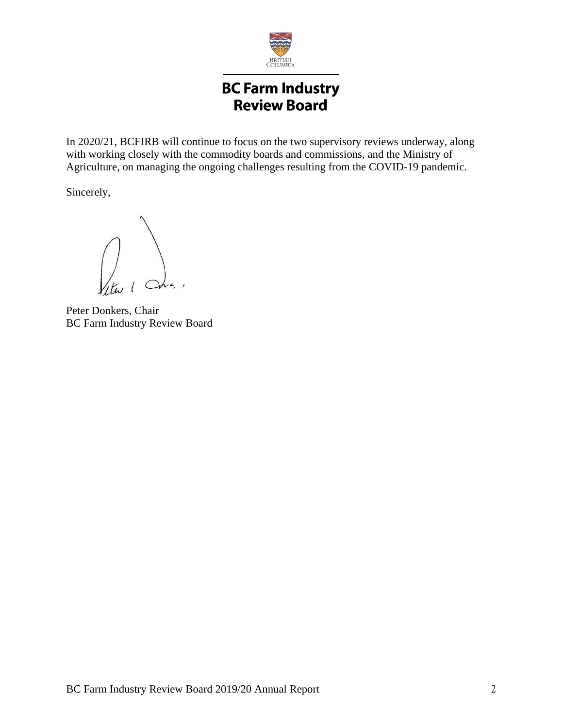# BC Farm Industry Review Board

In 2020/21, BCFIRB will continue to focus on the two supervisory reviews underway, along with working closely with the commodity boards and commissions, and the Ministry of Agriculture, on managing the ongoing challenges resulting from the COVID-19 pandemic.

Sincerely,

Peter Donkers, Chair
BC Farm Industry Review Board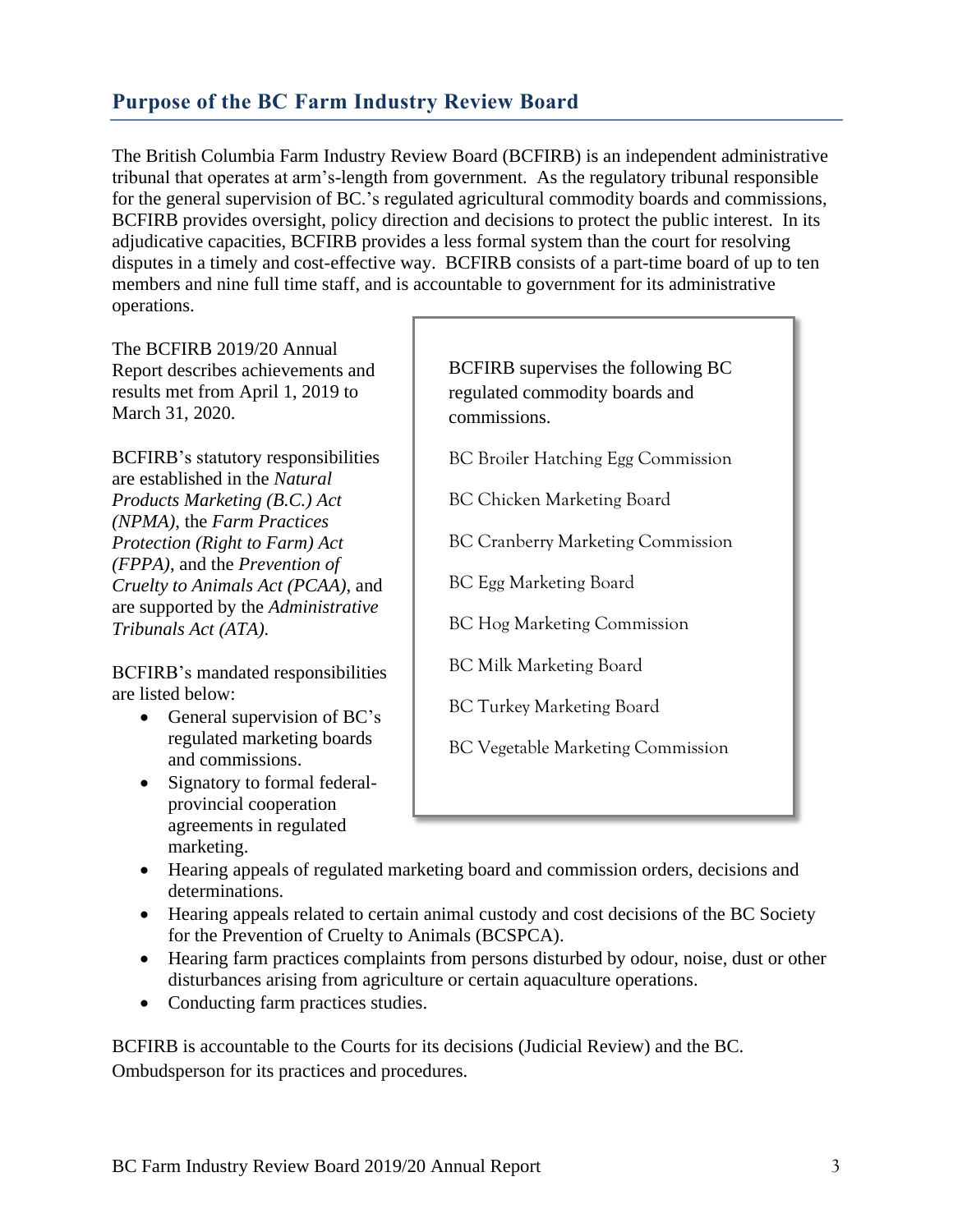## Purpose of the BC Farm Industry Review Board

The British Columbia Farm Industry Review Board (BCFIRB) is an independent administrative tribunal that operates at arm's-length from government. As the regulatory tribunal responsible for the general supervision of BC.'s regulated agricultural commodity boards and commissions, BCFIRB provides oversight, policy direction and decisions to protect the public interest. In its adjudicative capacities, BCFIRB provides a less formal system than the court for resolving disputes in a timely and cost-effective way. BCFIRB consists of a part-time board of up to ten members and nine full time staff, and is accountable to government for its administrative operations.

The BCFIRB 2019/20 Annual Report describes achievements and results met from April 1, 2019 to March 31, 2020.

BCFIRB's statutory responsibilities are established in the *Natural Products Marketing (B.C.) Act (NPMA)*, the *Farm Practices Protection (Right to Farm) Act (FPPA)*, and the *Prevention of Cruelty to Animals Act (PCAA)*, and are supported by the *Administrative Tribunals Act (ATA).*

BCFIRB's mandated responsibilities are listed below:

- General supervision of BC's regulated marketing boards and commissions.
- Signatory to formal federal-provincial cooperation agreements in regulated marketing.
- Hearing appeals of regulated marketing board and commission orders, decisions and determinations.
- Hearing appeals related to certain animal custody and cost decisions of the BC Society for the Prevention of Cruelty to Animals (BCSPCA).
- Hearing farm practices complaints from persons disturbed by odour, noise, dust or other disturbances arising from agriculture or certain aquaculture operations.
- Conducting farm practices studies.

> BCFIRB supervises the following BC regulated commodity boards and commissions.
>
> BC Broiler Hatching Egg Commission
>
> BC Chicken Marketing Board
>
> BC Cranberry Marketing Commission
>
> BC Egg Marketing Board
>
> BC Hog Marketing Commission
>
> BC Milk Marketing Board
>
> BC Turkey Marketing Board
>
> BC Vegetable Marketing Commission

BCFIRB is accountable to the Courts for its decisions (Judicial Review) and the BC. Ombudsperson for its practices and procedures.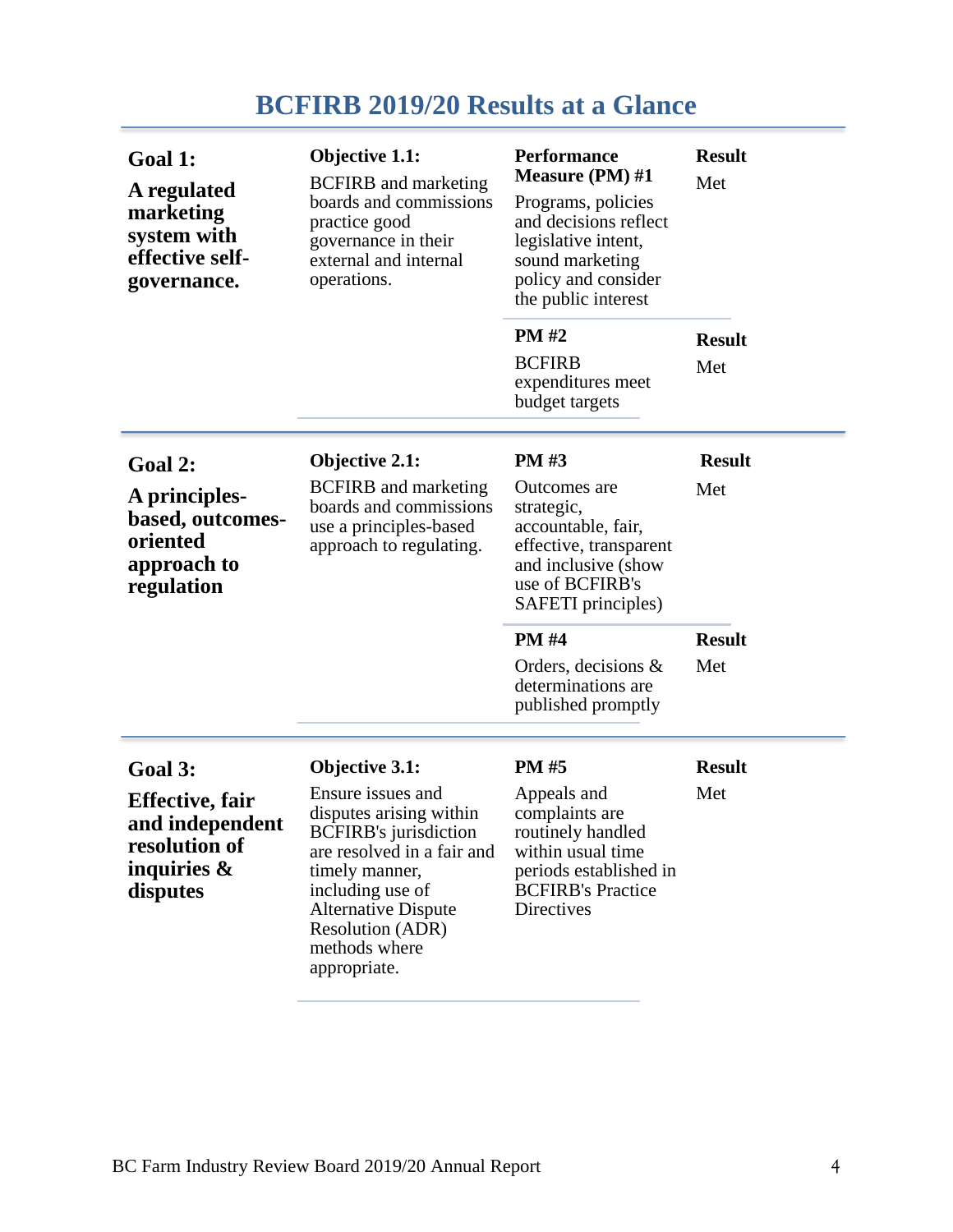# BCFIRB 2019/20 Results at a Glance

| Goal | Objective | Performance Measure | Result |
|---|---|---|---|
| **Goal 1:** **A regulated marketing system with effective self-governance.** | **Objective 1.1:** BCFIRB and marketing boards and commissions practice good governance in their external and internal operations. | **Performance Measure (PM) #1** Programs, policies and decisions reflect legislative intent, sound marketing policy and consider the public interest | Met |
| | | **PM #2** BCFIRB expenditures meet budget targets | Met |
| **Goal 2:** **A principles-based, outcomes-oriented approach to regulation** | **Objective 2.1:** BCFIRB and marketing boards and commissions use a principles-based approach to regulating. | **PM #3** Outcomes are strategic, accountable, fair, effective, transparent and inclusive (show use of BCFIRB's SAFETI principles) | Met |
| | | **PM #4** Orders, decisions & determinations are published promptly | Met |
| **Goal 3:** **Effective, fair and independent resolution of inquiries & disputes** | **Objective 3.1:** Ensure issues and disputes arising within BCFIRB's jurisdiction are resolved in a fair and timely manner, including use of Alternative Dispute Resolution (ADR) methods where appropriate. | **PM #5** Appeals and complaints are routinely handled within usual time periods established in BCFIRB's Practice Directives | Met |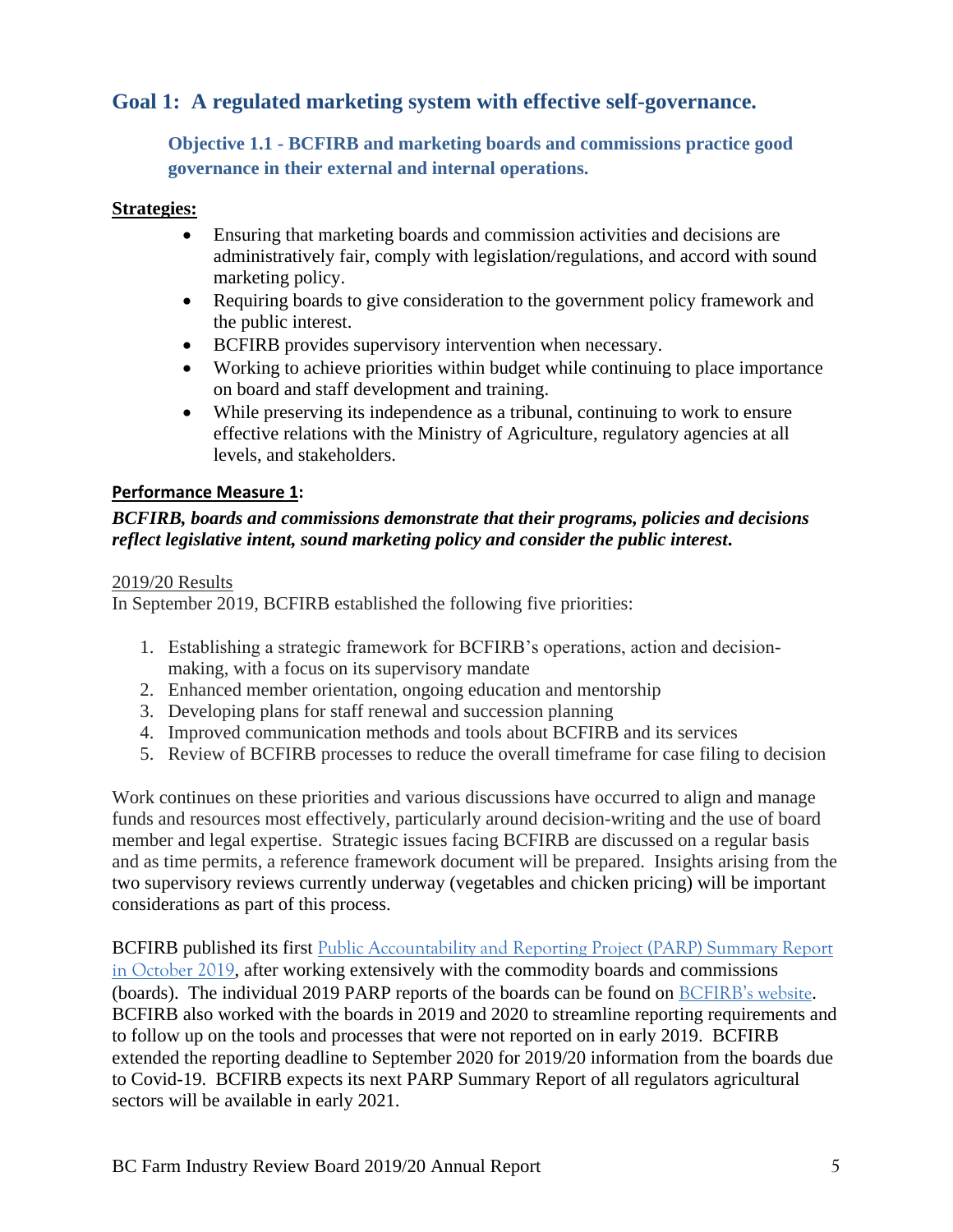## Goal 1: A regulated marketing system with effective self-governance.

### Objective 1.1 - BCFIRB and marketing boards and commissions practice good governance in their external and internal operations.

**Strategies:**

- Ensuring that marketing boards and commission activities and decisions are administratively fair, comply with legislation/regulations, and accord with sound marketing policy.
- Requiring boards to give consideration to the government policy framework and the public interest.
- BCFIRB provides supervisory intervention when necessary.
- Working to achieve priorities within budget while continuing to place importance on board and staff development and training.
- While preserving its independence as a tribunal, continuing to work to ensure effective relations with the Ministry of Agriculture, regulatory agencies at all levels, and stakeholders.

**Performance Measure 1:**

***BCFIRB, boards and commissions demonstrate that their programs, policies and decisions reflect legislative intent, sound marketing policy and consider the public interest.***

2019/20 Results

In September 2019, BCFIRB established the following five priorities:

1. Establishing a strategic framework for BCFIRB's operations, action and decision-making, with a focus on its supervisory mandate
2. Enhanced member orientation, ongoing education and mentorship
3. Developing plans for staff renewal and succession planning
4. Improved communication methods and tools about BCFIRB and its services
5. Review of BCFIRB processes to reduce the overall timeframe for case filing to decision

Work continues on these priorities and various discussions have occurred to align and manage funds and resources most effectively, particularly around decision-writing and the use of board member and legal expertise. Strategic issues facing BCFIRB are discussed on a regular basis and as time permits, a reference framework document will be prepared. Insights arising from the two supervisory reviews currently underway (vegetables and chicken pricing) will be important considerations as part of this process.

BCFIRB published its first Public Accountability and Reporting Project (PARP) Summary Report in October 2019, after working extensively with the commodity boards and commissions (boards). The individual 2019 PARP reports of the boards can be found on BCFIRB's website. BCFIRB also worked with the boards in 2019 and 2020 to streamline reporting requirements and to follow up on the tools and processes that were not reported on in early 2019. BCFIRB extended the reporting deadline to September 2020 for 2019/20 information from the boards due to Covid-19. BCFIRB expects its next PARP Summary Report of all regulators agricultural sectors will be available in early 2021.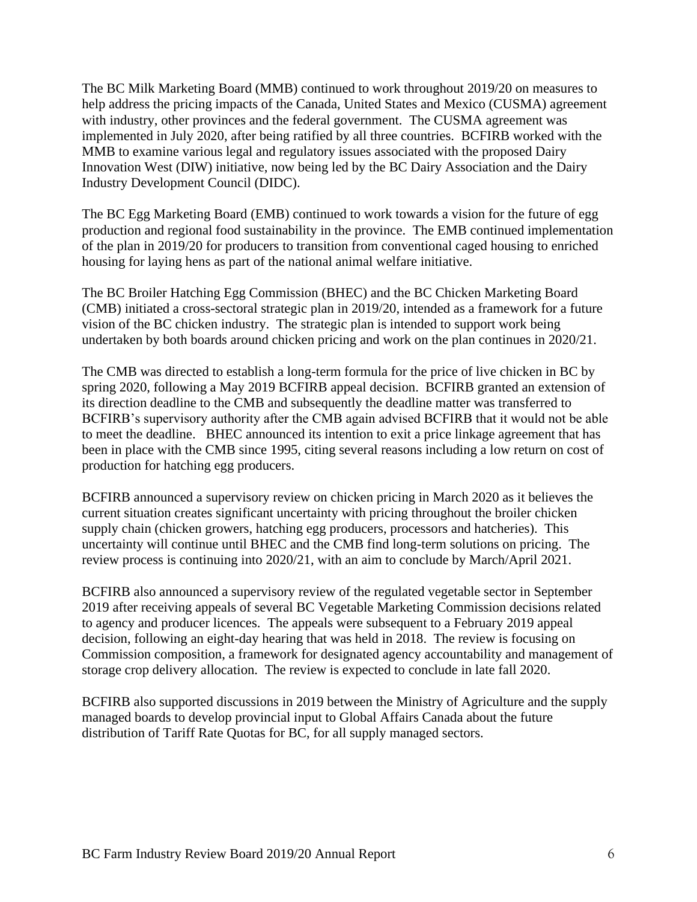The BC Milk Marketing Board (MMB) continued to work throughout 2019/20 on measures to help address the pricing impacts of the Canada, United States and Mexico (CUSMA) agreement with industry, other provinces and the federal government. The CUSMA agreement was implemented in July 2020, after being ratified by all three countries. BCFIRB worked with the MMB to examine various legal and regulatory issues associated with the proposed Dairy Innovation West (DIW) initiative, now being led by the BC Dairy Association and the Dairy Industry Development Council (DIDC).

The BC Egg Marketing Board (EMB) continued to work towards a vision for the future of egg production and regional food sustainability in the province. The EMB continued implementation of the plan in 2019/20 for producers to transition from conventional caged housing to enriched housing for laying hens as part of the national animal welfare initiative.

The BC Broiler Hatching Egg Commission (BHEC) and the BC Chicken Marketing Board (CMB) initiated a cross-sectoral strategic plan in 2019/20, intended as a framework for a future vision of the BC chicken industry. The strategic plan is intended to support work being undertaken by both boards around chicken pricing and work on the plan continues in 2020/21.

The CMB was directed to establish a long-term formula for the price of live chicken in BC by spring 2020, following a May 2019 BCFIRB appeal decision. BCFIRB granted an extension of its direction deadline to the CMB and subsequently the deadline matter was transferred to BCFIRB's supervisory authority after the CMB again advised BCFIRB that it would not be able to meet the deadline. BHEC announced its intention to exit a price linkage agreement that has been in place with the CMB since 1995, citing several reasons including a low return on cost of production for hatching egg producers.

BCFIRB announced a supervisory review on chicken pricing in March 2020 as it believes the current situation creates significant uncertainty with pricing throughout the broiler chicken supply chain (chicken growers, hatching egg producers, processors and hatcheries). This uncertainty will continue until BHEC and the CMB find long-term solutions on pricing. The review process is continuing into 2020/21, with an aim to conclude by March/April 2021.

BCFIRB also announced a supervisory review of the regulated vegetable sector in September 2019 after receiving appeals of several BC Vegetable Marketing Commission decisions related to agency and producer licences. The appeals were subsequent to a February 2019 appeal decision, following an eight-day hearing that was held in 2018. The review is focusing on Commission composition, a framework for designated agency accountability and management of storage crop delivery allocation. The review is expected to conclude in late fall 2020.

BCFIRB also supported discussions in 2019 between the Ministry of Agriculture and the supply managed boards to develop provincial input to Global Affairs Canada about the future distribution of Tariff Rate Quotas for BC, for all supply managed sectors.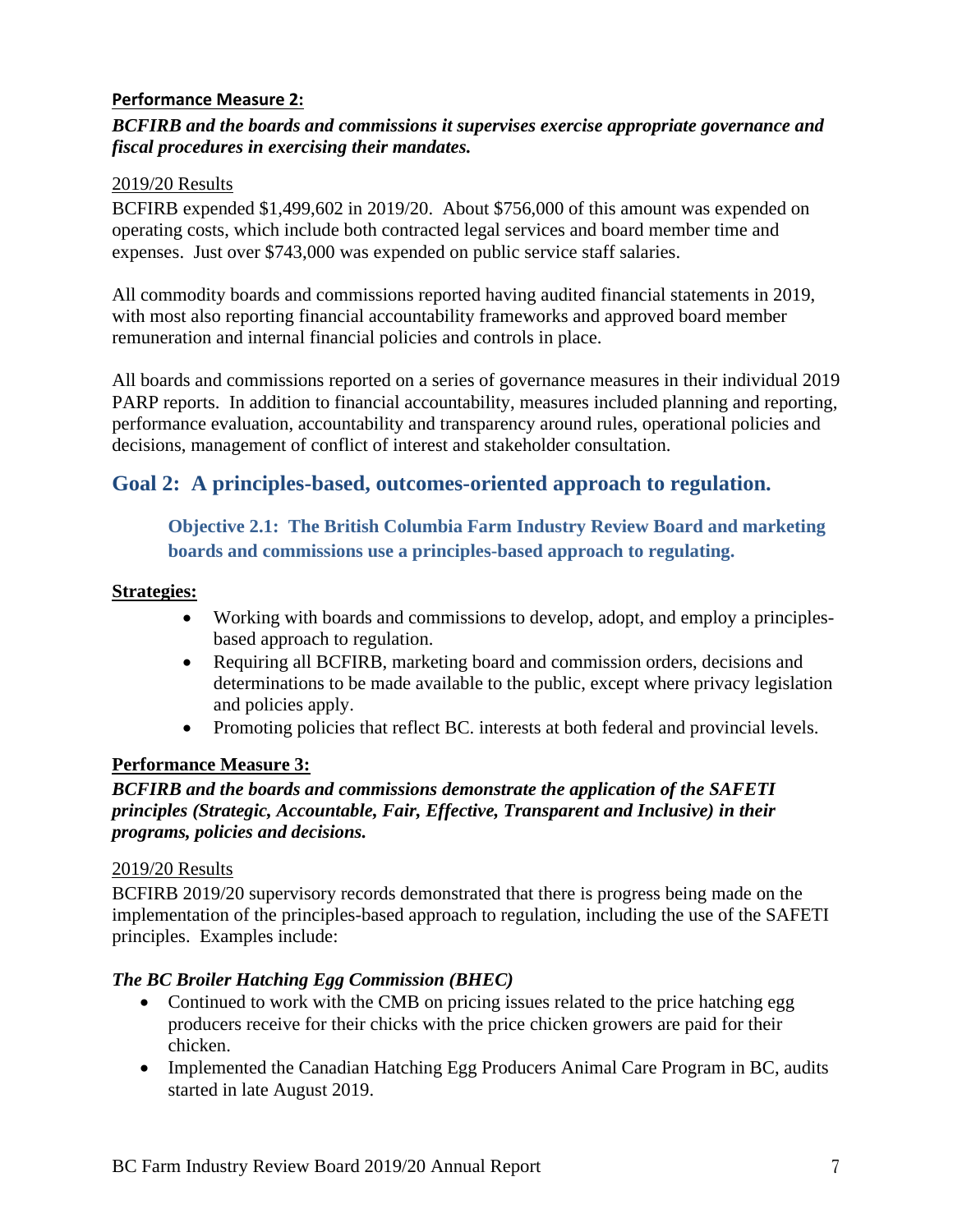**Performance Measure 2:**

***BCFIRB and the boards and commissions it supervises exercise appropriate governance and fiscal procedures in exercising their mandates.***

2019/20 Results

BCFIRB expended $1,499,602 in 2019/20. About $756,000 of this amount was expended on operating costs, which include both contracted legal services and board member time and expenses. Just over $743,000 was expended on public service staff salaries.

All commodity boards and commissions reported having audited financial statements in 2019, with most also reporting financial accountability frameworks and approved board member remuneration and internal financial policies and controls in place.

All boards and commissions reported on a series of governance measures in their individual 2019 PARP reports. In addition to financial accountability, measures included planning and reporting, performance evaluation, accountability and transparency around rules, operational policies and decisions, management of conflict of interest and stakeholder consultation.

## Goal 2: A principles-based, outcomes-oriented approach to regulation.

### Objective 2.1: The British Columbia Farm Industry Review Board and marketing boards and commissions use a principles-based approach to regulating.

**Strategies:**

- Working with boards and commissions to develop, adopt, and employ a principles-based approach to regulation.
- Requiring all BCFIRB, marketing board and commission orders, decisions and determinations to be made available to the public, except where privacy legislation and policies apply.
- Promoting policies that reflect BC. interests at both federal and provincial levels.

**Performance Measure 3:**

***BCFIRB and the boards and commissions demonstrate the application of the SAFETI principles (Strategic, Accountable, Fair, Effective, Transparent and Inclusive) in their programs, policies and decisions.***

2019/20 Results

BCFIRB 2019/20 supervisory records demonstrated that there is progress being made on the implementation of the principles-based approach to regulation, including the use of the SAFETI principles. Examples include:

***The BC Broiler Hatching Egg Commission (BHEC)***

- Continued to work with the CMB on pricing issues related to the price hatching egg producers receive for their chicks with the price chicken growers are paid for their chicken.
- Implemented the Canadian Hatching Egg Producers Animal Care Program in BC, audits started in late August 2019.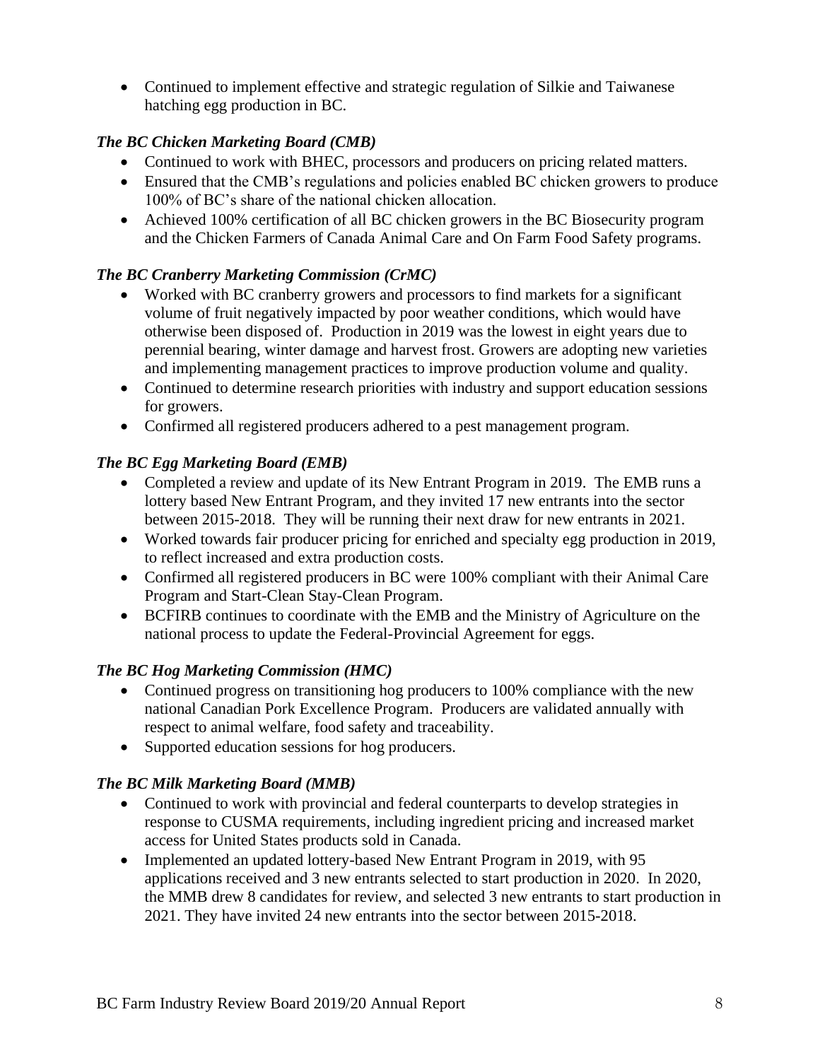- Continued to implement effective and strategic regulation of Silkie and Taiwanese hatching egg production in BC.

*The BC Chicken Marketing Board (CMB)*

- Continued to work with BHEC, processors and producers on pricing related matters.
- Ensured that the CMB's regulations and policies enabled BC chicken growers to produce 100% of BC's share of the national chicken allocation.
- Achieved 100% certification of all BC chicken growers in the BC Biosecurity program and the Chicken Farmers of Canada Animal Care and On Farm Food Safety programs.

*The BC Cranberry Marketing Commission (CrMC)*

- Worked with BC cranberry growers and processors to find markets for a significant volume of fruit negatively impacted by poor weather conditions, which would have otherwise been disposed of. Production in 2019 was the lowest in eight years due to perennial bearing, winter damage and harvest frost. Growers are adopting new varieties and implementing management practices to improve production volume and quality.
- Continued to determine research priorities with industry and support education sessions for growers.
- Confirmed all registered producers adhered to a pest management program.

*The BC Egg Marketing Board (EMB)*

- Completed a review and update of its New Entrant Program in 2019. The EMB runs a lottery based New Entrant Program, and they invited 17 new entrants into the sector between 2015-2018. They will be running their next draw for new entrants in 2021.
- Worked towards fair producer pricing for enriched and specialty egg production in 2019, to reflect increased and extra production costs.
- Confirmed all registered producers in BC were 100% compliant with their Animal Care Program and Start-Clean Stay-Clean Program.
- BCFIRB continues to coordinate with the EMB and the Ministry of Agriculture on the national process to update the Federal-Provincial Agreement for eggs.

*The BC Hog Marketing Commission (HMC)*

- Continued progress on transitioning hog producers to 100% compliance with the new national Canadian Pork Excellence Program. Producers are validated annually with respect to animal welfare, food safety and traceability.
- Supported education sessions for hog producers.

*The BC Milk Marketing Board (MMB)*

- Continued to work with provincial and federal counterparts to develop strategies in response to CUSMA requirements, including ingredient pricing and increased market access for United States products sold in Canada.
- Implemented an updated lottery-based New Entrant Program in 2019, with 95 applications received and 3 new entrants selected to start production in 2020. In 2020, the MMB drew 8 candidates for review, and selected 3 new entrants to start production in 2021. They have invited 24 new entrants into the sector between 2015-2018.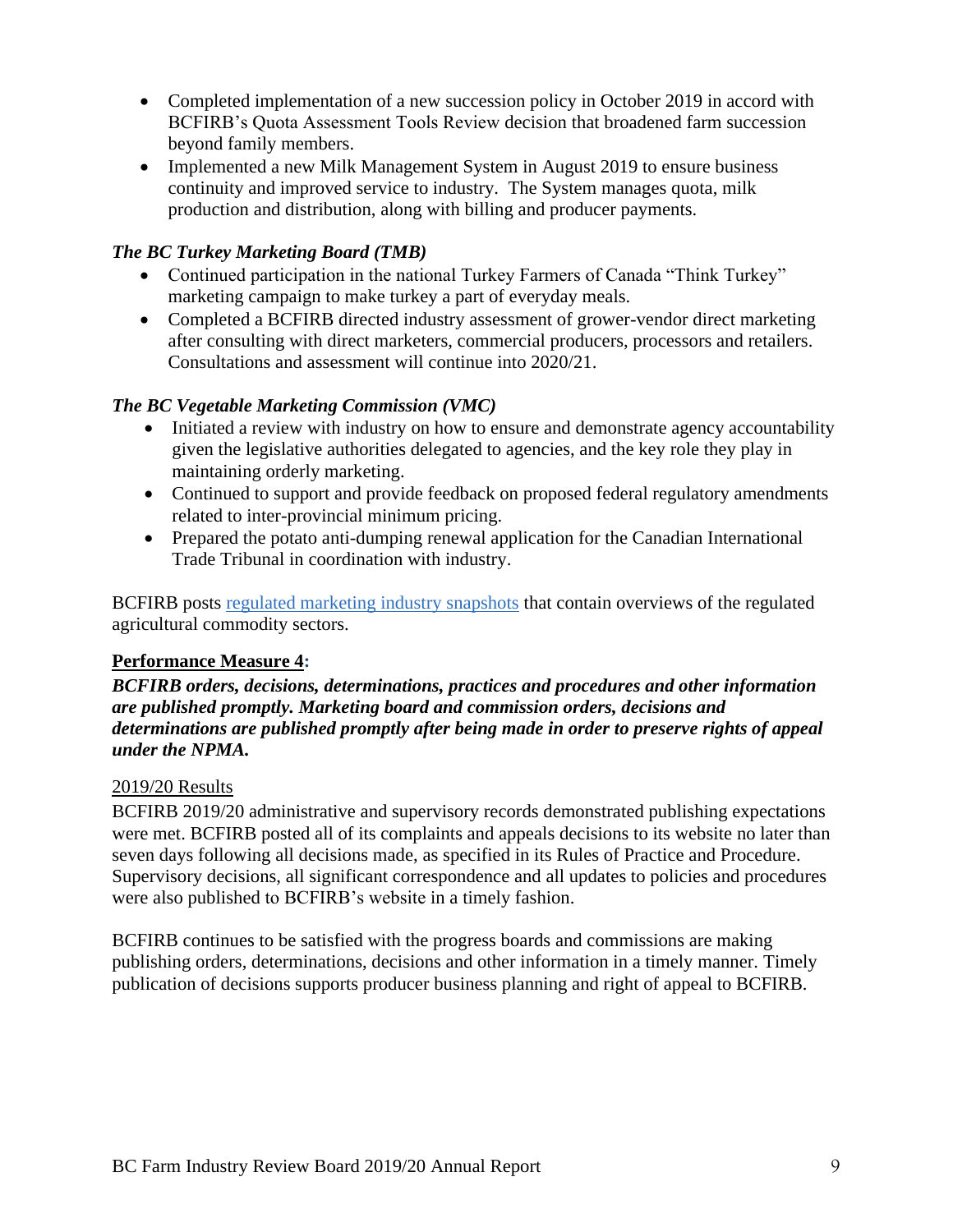- Completed implementation of a new succession policy in October 2019 in accord with BCFIRB's Quota Assessment Tools Review decision that broadened farm succession beyond family members.
- Implemented a new Milk Management System in August 2019 to ensure business continuity and improved service to industry. The System manages quota, milk production and distribution, along with billing and producer payments.

### *The BC Turkey Marketing Board (TMB)*

- Continued participation in the national Turkey Farmers of Canada "Think Turkey" marketing campaign to make turkey a part of everyday meals.
- Completed a BCFIRB directed industry assessment of grower-vendor direct marketing after consulting with direct marketers, commercial producers, processors and retailers. Consultations and assessment will continue into 2020/21.

### *The BC Vegetable Marketing Commission (VMC)*

- Initiated a review with industry on how to ensure and demonstrate agency accountability given the legislative authorities delegated to agencies, and the key role they play in maintaining orderly marketing.
- Continued to support and provide feedback on proposed federal regulatory amendments related to inter-provincial minimum pricing.
- Prepared the potato anti-dumping renewal application for the Canadian International Trade Tribunal in coordination with industry.

BCFIRB posts regulated marketing industry snapshots that contain overviews of the regulated agricultural commodity sectors.

## Performance Measure 4:

***BCFIRB orders, decisions, determinations, practices and procedures and other information are published promptly. Marketing board and commission orders, decisions and determinations are published promptly after being made in order to preserve rights of appeal under the NPMA.***

2019/20 Results

BCFIRB 2019/20 administrative and supervisory records demonstrated publishing expectations were met. BCFIRB posted all of its complaints and appeals decisions to its website no later than seven days following all decisions made, as specified in its Rules of Practice and Procedure. Supervisory decisions, all significant correspondence and all updates to policies and procedures were also published to BCFIRB's website in a timely fashion.

BCFIRB continues to be satisfied with the progress boards and commissions are making publishing orders, determinations, decisions and other information in a timely manner. Timely publication of decisions supports producer business planning and right of appeal to BCFIRB.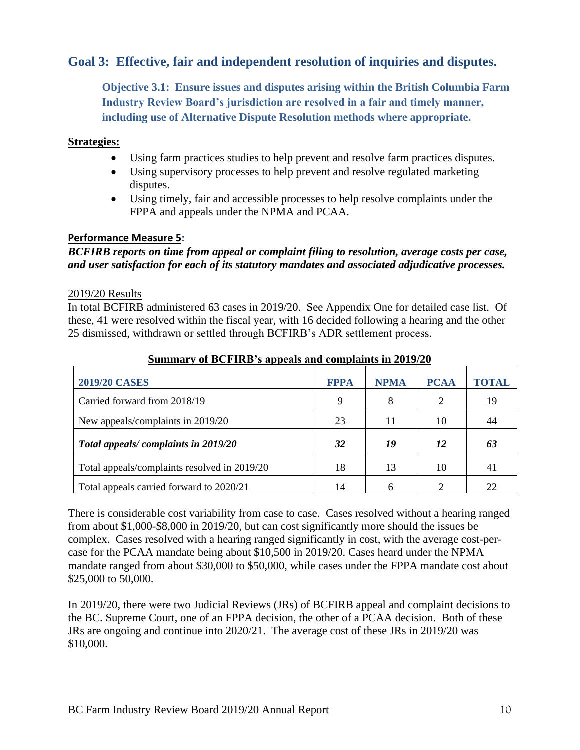## Goal 3: Effective, fair and independent resolution of inquiries and disputes.

### Objective 3.1: Ensure issues and disputes arising within the British Columbia Farm Industry Review Board's jurisdiction are resolved in a fair and timely manner, including use of Alternative Dispute Resolution methods where appropriate.

**Strategies:**

- Using farm practices studies to help prevent and resolve farm practices disputes.
- Using supervisory processes to help prevent and resolve regulated marketing disputes.
- Using timely, fair and accessible processes to help resolve complaints under the FPPA and appeals under the NPMA and PCAA.

**Performance Measure 5:**

***BCFIRB reports on time from appeal or complaint filing to resolution, average costs per case, and user satisfaction for each of its statutory mandates and associated adjudicative processes.***

2019/20 Results

In total BCFIRB administered 63 cases in 2019/20. See Appendix One for detailed case list. Of these, 41 were resolved within the fiscal year, with 16 decided following a hearing and the other 25 dismissed, withdrawn or settled through BCFIRB's ADR settlement process.

**Summary of BCFIRB's appeals and complaints in 2019/20**

| 2019/20 CASES | FPPA | NPMA | PCAA | TOTAL |
|---|---|---|---|---|
| Carried forward from 2018/19 | 9 | 8 | 2 | 19 |
| New appeals/complaints in 2019/20 | 23 | 11 | 10 | 44 |
| ***Total appeals/ complaints in 2019/20*** | ***32*** | ***19*** | ***12*** | ***63*** |
| Total appeals/complaints resolved in 2019/20 | 18 | 13 | 10 | 41 |
| Total appeals carried forward to 2020/21 | 14 | 6 | 2 | 22 |

There is considerable cost variability from case to case. Cases resolved without a hearing ranged from about $1,000-$8,000 in 2019/20, but can cost significantly more should the issues be complex. Cases resolved with a hearing ranged significantly in cost, with the average cost-per-case for the PCAA mandate being about $10,500 in 2019/20. Cases heard under the NPMA mandate ranged from about $30,000 to $50,000, while cases under the FPPA mandate cost about $25,000 to 50,000.

In 2019/20, there were two Judicial Reviews (JRs) of BCFIRB appeal and complaint decisions to the BC. Supreme Court, one of an FPPA decision, the other of a PCAA decision. Both of these JRs are ongoing and continue into 2020/21. The average cost of these JRs in 2019/20 was $10,000.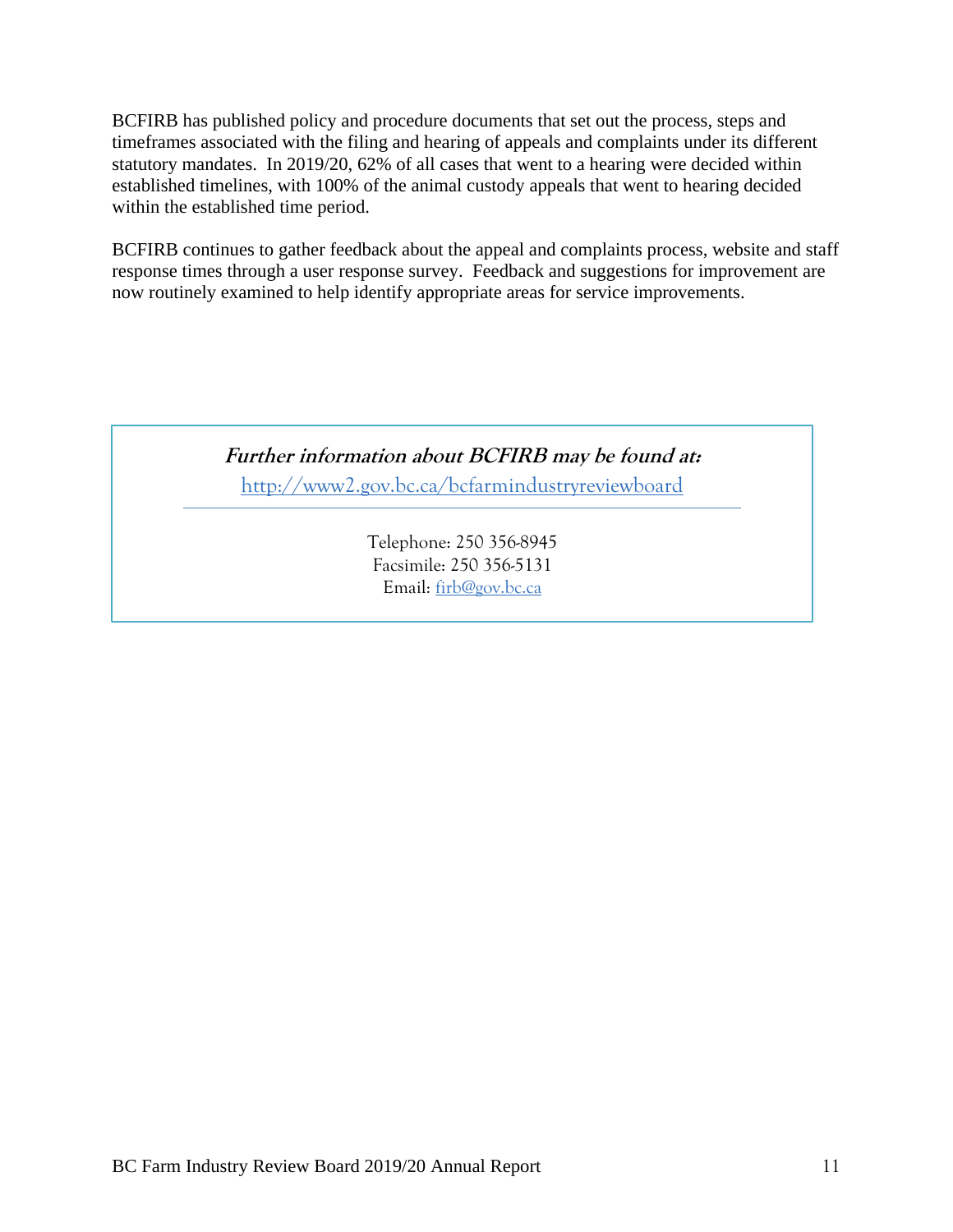BCFIRB has published policy and procedure documents that set out the process, steps and timeframes associated with the filing and hearing of appeals and complaints under its different statutory mandates. In 2019/20, 62% of all cases that went to a hearing were decided within established timelines, with 100% of the animal custody appeals that went to hearing decided within the established time period.

BCFIRB continues to gather feedback about the appeal and complaints process, website and staff response times through a user response survey. Feedback and suggestions for improvement are now routinely examined to help identify appropriate areas for service improvements.

***Further information about BCFIRB may be found at:***

http://www2.gov.bc.ca/bcfarmindustryreviewboard

Telephone: 250 356-8945
Facsimile: 250 356-5131
Email: firb@gov.bc.ca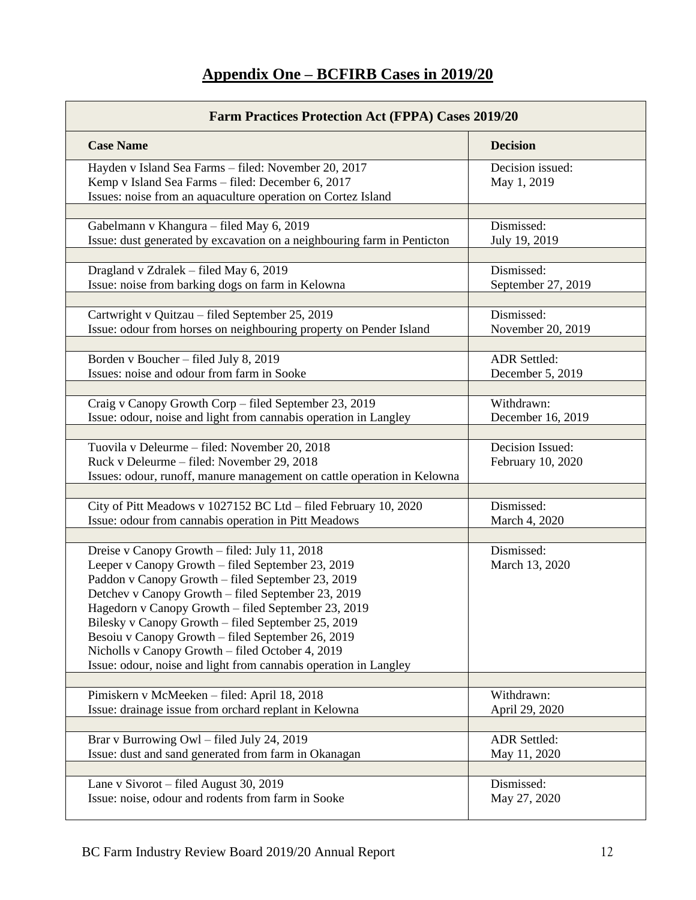## Appendix One – BCFIRB Cases in 2019/20

| Farm Practices Protection Act (FPPA) Cases 2019/20 | |
|---|---|
| **Case Name** | **Decision** |
| Hayden v Island Sea Farms – filed: November 20, 2017<br>Kemp v Island Sea Farms – filed: December 6, 2017<br>Issues: noise from an aquaculture operation on Cortez Island | Decision issued:<br>May 1, 2019 |
| Gabelmann v Khangura – filed May 6, 2019<br>Issue: dust generated by excavation on a neighbouring farm in Penticton | Dismissed:<br>July 19, 2019 |
| Dragland v Zdralek – filed May 6, 2019<br>Issue: noise from barking dogs on farm in Kelowna | Dismissed:<br>September 27, 2019 |
| Cartwright v Quitzau – filed September 25, 2019<br>Issue: odour from horses on neighbouring property on Pender Island | Dismissed:<br>November 20, 2019 |
| Borden v Boucher – filed July 8, 2019<br>Issues: noise and odour from farm in Sooke | ADR Settled:<br>December 5, 2019 |
| Craig v Canopy Growth Corp – filed September 23, 2019<br>Issue: odour, noise and light from cannabis operation in Langley | Withdrawn:<br>December 16, 2019 |
| Tuovila v Deleurme – filed: November 20, 2018<br>Ruck v Deleurme – filed: November 29, 2018<br>Issues: odour, runoff, manure management on cattle operation in Kelowna | Decision Issued:<br>February 10, 2020 |
| City of Pitt Meadows v 1027152 BC Ltd – filed February 10, 2020<br>Issue: odour from cannabis operation in Pitt Meadows | Dismissed:<br>March 4, 2020 |
| Dreise v Canopy Growth – filed: July 11, 2018<br>Leeper v Canopy Growth – filed September 23, 2019<br>Paddon v Canopy Growth – filed September 23, 2019<br>Detchev v Canopy Growth – filed September 23, 2019<br>Hagedorn v Canopy Growth – filed September 23, 2019<br>Bilesky v Canopy Growth – filed September 25, 2019<br>Besoiu v Canopy Growth – filed September 26, 2019<br>Nicholls v Canopy Growth – filed October 4, 2019<br>Issue: odour, noise and light from cannabis operation in Langley | Dismissed:<br>March 13, 2020 |
| Pimiskern v McMeeken – filed: April 18, 2018<br>Issue: drainage issue from orchard replant in Kelowna | Withdrawn:<br>April 29, 2020 |
| Brar v Burrowing Owl – filed July 24, 2019<br>Issue: dust and sand generated from farm in Okanagan | ADR Settled:<br>May 11, 2020 |
| Lane v Sivorot – filed August 30, 2019<br>Issue: noise, odour and rodents from farm in Sooke | Dismissed:<br>May 27, 2020 |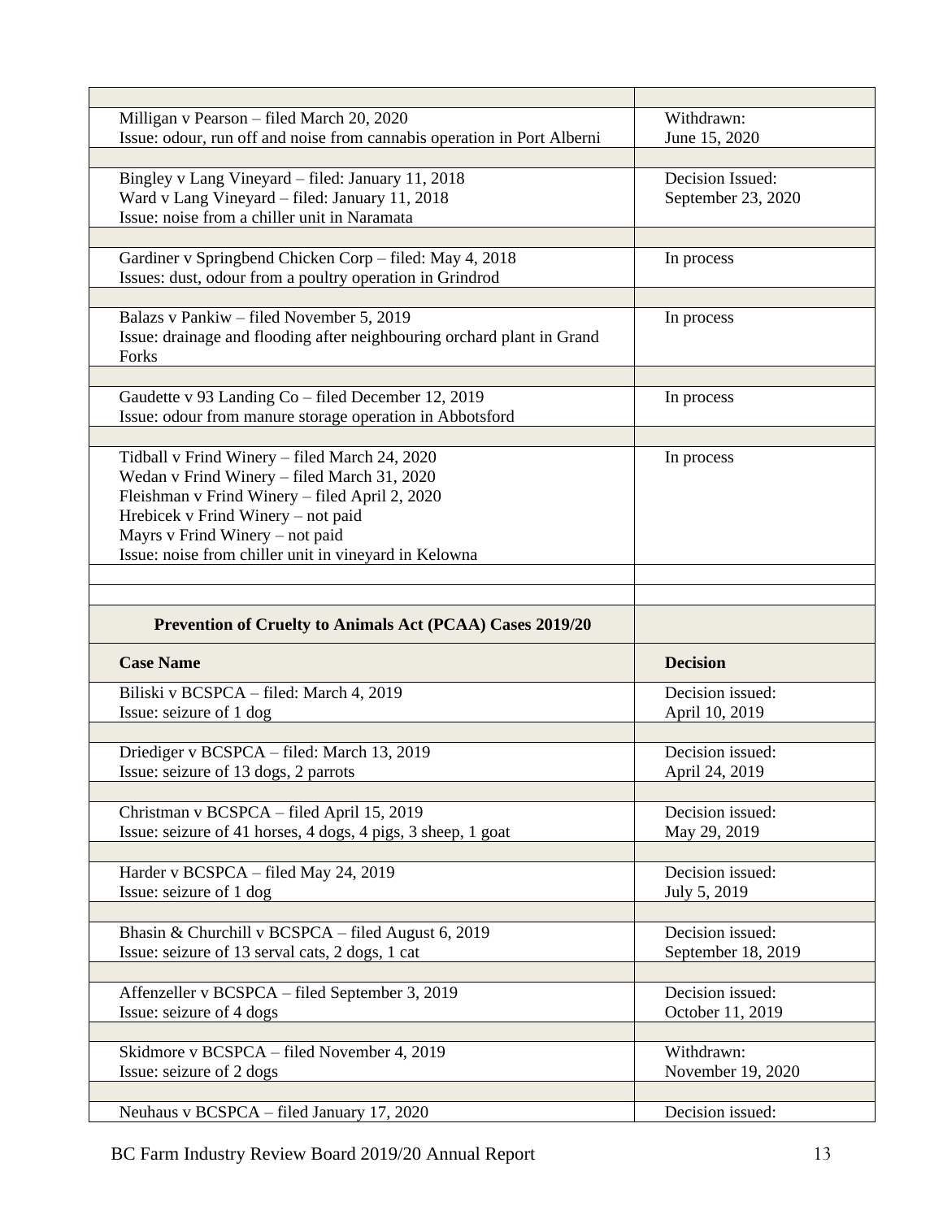| | |
|---|---|
| Milligan v Pearson – filed March 20, 2020<br>Issue: odour, run off and noise from cannabis operation in Port Alberni | Withdrawn:<br>June 15, 2020 |
| | |
| Bingley v Lang Vineyard – filed: January 11, 2018<br>Ward v Lang Vineyard – filed: January 11, 2018<br>Issue: noise from a chiller unit in Naramata | Decision Issued:<br>September 23, 2020 |
| | |
| Gardiner v Springbend Chicken Corp – filed: May 4, 2018<br>Issues: dust, odour from a poultry operation in Grindrod | In process |
| | |
| Balazs v Pankiw – filed November 5, 2019<br>Issue: drainage and flooding after neighbouring orchard plant in Grand Forks | In process |
| | |
| Gaudette v 93 Landing Co – filed December 12, 2019<br>Issue: odour from manure storage operation in Abbotsford | In process |
| | |
| Tidball v Frind Winery – filed March 24, 2020<br>Wedan v Frind Winery – filed March 31, 2020<br>Fleishman v Frind Winery – filed April 2, 2020<br>Hrebicek v Frind Winery – not paid<br>Mayrs v Frind Winery – not paid<br>Issue: noise from chiller unit in vineyard in Kelowna | In process |
| | |
| | |
| **Prevention of Cruelty to Animals Act (PCAA) Cases 2019/20** | |
| **Case Name** | **Decision** |
| Biliski v BCSPCA – filed: March 4, 2019<br>Issue: seizure of 1 dog | Decision issued:<br>April 10, 2019 |
| | |
| Driediger v BCSPCA – filed: March 13, 2019<br>Issue: seizure of 13 dogs, 2 parrots | Decision issued:<br>April 24, 2019 |
| | |
| Christman v BCSPCA – filed April 15, 2019<br>Issue: seizure of 41 horses, 4 dogs, 4 pigs, 3 sheep, 1 goat | Decision issued:<br>May 29, 2019 |
| | |
| Harder v BCSPCA – filed May 24, 2019<br>Issue: seizure of 1 dog | Decision issued:<br>July 5, 2019 |
| | |
| Bhasin & Churchill v BCSPCA – filed August 6, 2019<br>Issue: seizure of 13 serval cats, 2 dogs, 1 cat | Decision issued:<br>September 18, 2019 |
| | |
| Affenzeller v BCSPCA – filed September 3, 2019<br>Issue: seizure of 4 dogs | Decision issued:<br>October 11, 2019 |
| | |
| Skidmore v BCSPCA – filed November 4, 2019<br>Issue: seizure of 2 dogs | Withdrawn:<br>November 19, 2020 |
| | |
| Neuhaus v BCSPCA – filed January 17, 2020 | Decision issued: |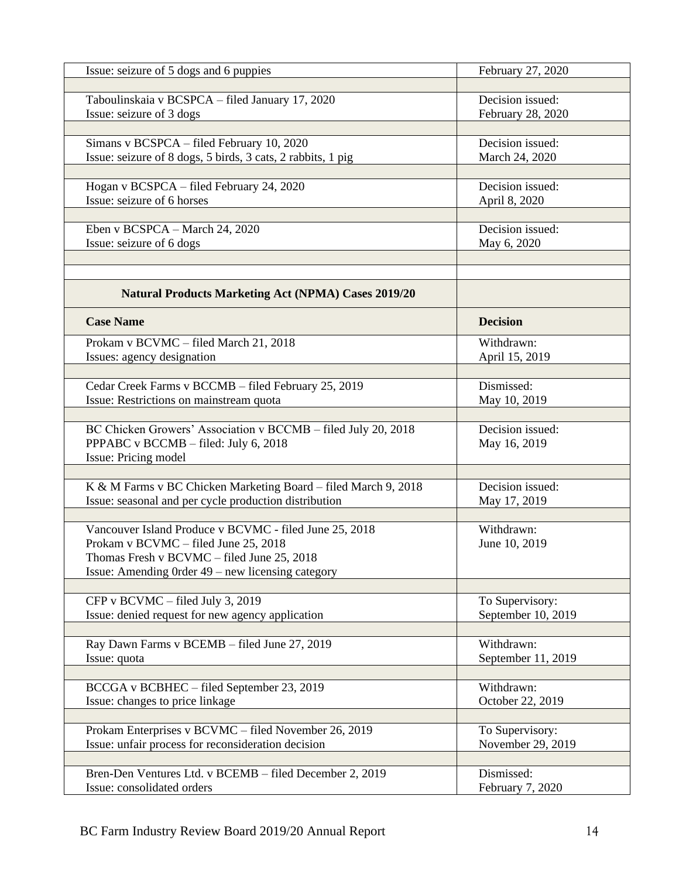| | |
|---|---|
| Issue: seizure of 5 dogs and 6 puppies | February 27, 2020 |
| Taboulinskaia v BCSPCA – filed January 17, 2020<br>Issue: seizure of 3 dogs | Decision issued:<br>February 28, 2020 |
| Simans v BCSPCA – filed February 10, 2020<br>Issue: seizure of 8 dogs, 5 birds, 3 cats, 2 rabbits, 1 pig | Decision issued:<br>March 24, 2020 |
| Hogan v BCSPCA – filed February 24, 2020<br>Issue: seizure of 6 horses | Decision issued:<br>April 8, 2020 |
| Eben v BCSPCA – March 24, 2020<br>Issue: seizure of 6 dogs | Decision issued:<br>May 6, 2020 |

| **Natural Products Marketing Act (NPMA) Cases 2019/20** | |
|---|---|
| **Case Name** | **Decision** |
| Prokam v BCVMC – filed March 21, 2018<br>Issues: agency designation | Withdrawn:<br>April 15, 2019 |
| Cedar Creek Farms v BCCMB – filed February 25, 2019<br>Issue: Restrictions on mainstream quota | Dismissed:<br>May 10, 2019 |
| BC Chicken Growers' Association v BCCMB – filed July 20, 2018<br>PPPABC v BCCMB – filed: July 6, 2018<br>Issue: Pricing model | Decision issued:<br>May 16, 2019 |
| K & M Farms v BC Chicken Marketing Board – filed March 9, 2018<br>Issue: seasonal and per cycle production distribution | Decision issued:<br>May 17, 2019 |
| Vancouver Island Produce v BCVMC - filed June 25, 2018<br>Prokam v BCVMC – filed June 25, 2018<br>Thomas Fresh v BCVMC – filed June 25, 2018<br>Issue: Amending 0rder 49 – new licensing category | Withdrawn:<br>June 10, 2019 |
| CFP v BCVMC – filed July 3, 2019<br>Issue: denied request for new agency application | To Supervisory:<br>September 10, 2019 |
| Ray Dawn Farms v BCEMB – filed June 27, 2019<br>Issue: quota | Withdrawn:<br>September 11, 2019 |
| BCCGA v BCBHEC – filed September 23, 2019<br>Issue: changes to price linkage | Withdrawn:<br>October 22, 2019 |
| Prokam Enterprises v BCVMC – filed November 26, 2019<br>Issue: unfair process for reconsideration decision | To Supervisory:<br>November 29, 2019 |
| Bren-Den Ventures Ltd. v BCEMB – filed December 2, 2019<br>Issue: consolidated orders | Dismissed:<br>February 7, 2020 |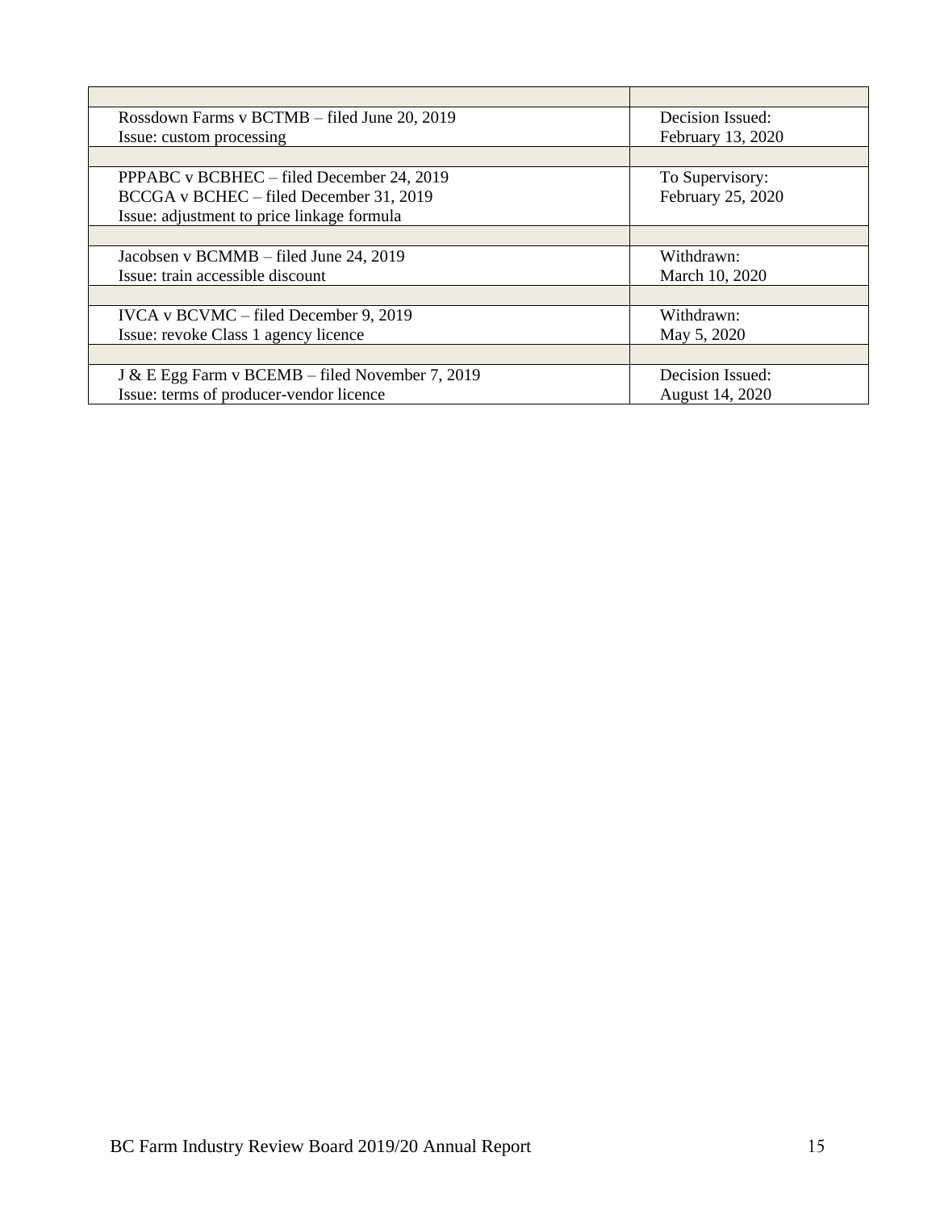| | |
|---|---|
| Rossdown Farms v BCTMB – filed June 20, 2019<br>Issue: custom processing | Decision Issued:<br>February 13, 2020 |
| | |
| PPPABC v BCBHEC – filed December 24, 2019<br>BCCGA v BCHEC – filed December 31, 2019<br>Issue: adjustment to price linkage formula | To Supervisory:<br>February 25, 2020 |
| | |
| Jacobsen v BCMMB – filed June 24, 2019<br>Issue: train accessible discount | Withdrawn:<br>March 10, 2020 |
| | |
| IVCA v BCVMC – filed December 9, 2019<br>Issue: revoke Class 1 agency licence | Withdrawn:<br>May 5, 2020 |
| | |
| J & E Egg Farm v BCEMB – filed November 7, 2019<br>Issue: terms of producer-vendor licence | Decision Issued:<br>August 14, 2020 |